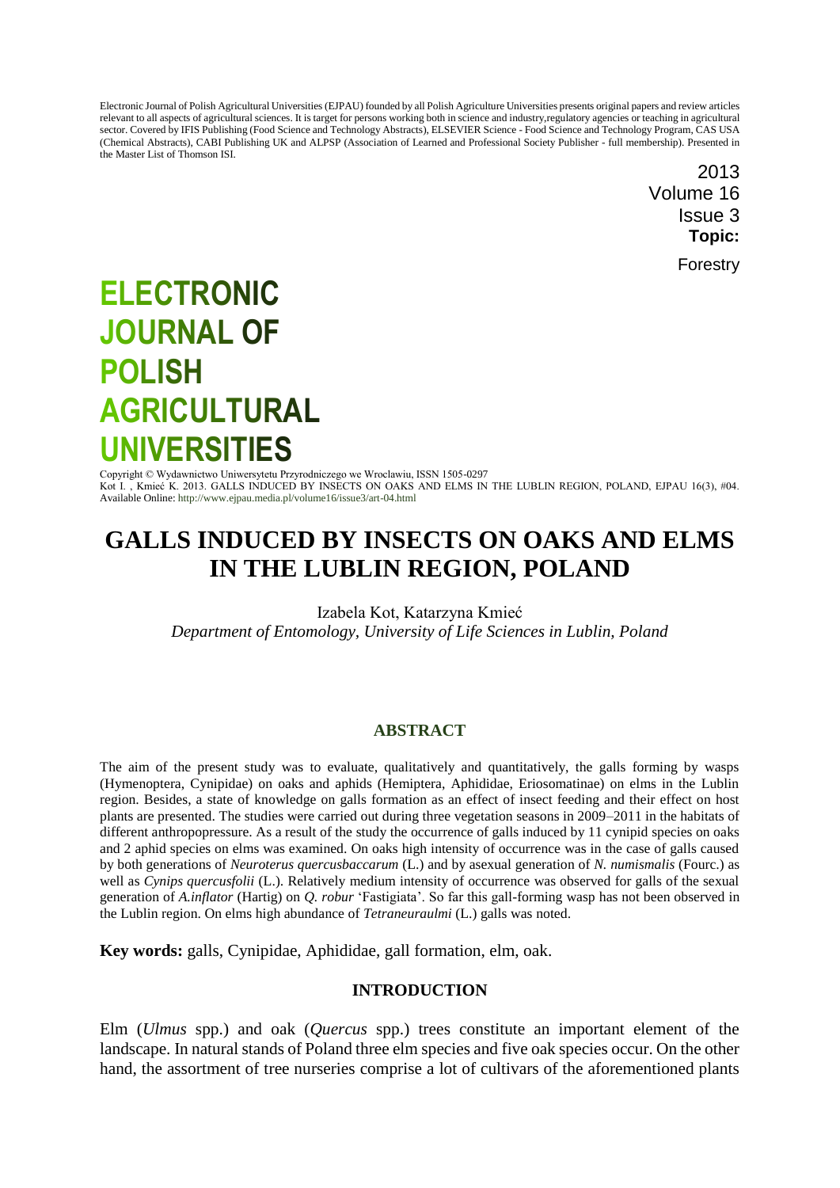Electronic Journal of Polish Agricultural Universities (EJPAU) founded by all Polish Agriculture Universities presents original papers and review articles relevant to all aspects of agricultural sciences. It is target for persons working both in science and industry,regulatory agencies or teaching in agricultural sector. Covered by IFIS Publishing (Food Science and Technology Abstracts), ELSEVIER Science - Food Science and Technology Program, CAS USA (Chemical Abstracts), CABI Publishing UK and ALPSP (Association of Learned and Professional Society Publisher - full membership). Presented in the Master List of Thomson ISI.

2013
Volume 16
Issue 3
**Topic:**
Forestry

# ELECTRONIC JOURNAL OF POLISH AGRICULTURAL UNIVERSITIES

Copyright © Wydawnictwo Uniwersytetu Przyrodniczego we Wroclawiu, ISSN 1505-0297
Kot I. , Kmieć K. 2013. GALLS INDUCED BY INSECTS ON OAKS AND ELMS IN THE LUBLIN REGION, POLAND, EJPAU 16(3), #04.
Available Online: http://www.ejpau.media.pl/volume16/issue3/art-04.html

# GALLS INDUCED BY INSECTS ON OAKS AND ELMS IN THE LUBLIN REGION, POLAND

Izabela Kot, Katarzyna Kmieć
*Department of Entomology, University of Life Sciences in Lublin, Poland*

## ABSTRACT

The aim of the present study was to evaluate, qualitatively and quantitatively, the galls forming by wasps (Hymenoptera, Cynipidae) on oaks and aphids (Hemiptera, Aphididae, Eriosomatinae) on elms in the Lublin region. Besides, a state of knowledge on galls formation as an effect of insect feeding and their effect on host plants are presented. The studies were carried out during three vegetation seasons in 2009–2011 in the habitats of different anthropopressure. As a result of the study the occurrence of galls induced by 11 cynipid species on oaks and 2 aphid species on elms was examined. On oaks high intensity of occurrence was in the case of galls caused by both generations of *Neuroterus quercusbaccarum* (L.) and by asexual generation of *N. numismalis* (Fourc.) as well as *Cynips quercusfolii* (L.). Relatively medium intensity of occurrence was observed for galls of the sexual generation of *A.inflator* (Hartig) on *Q. robur* 'Fastigiata'. So far this gall-forming wasp has not been observed in the Lublin region. On elms high abundance of *Tetraneuraulmi* (L.) galls was noted.

**Key words:** galls, Cynipidae, Aphididae, gall formation, elm, oak.

## INTRODUCTION

Elm (*Ulmus* spp.) and oak (*Quercus* spp.) trees constitute an important element of the landscape. In natural stands of Poland three elm species and five oak species occur. On the other hand, the assortment of tree nurseries comprise a lot of cultivars of the aforementioned plants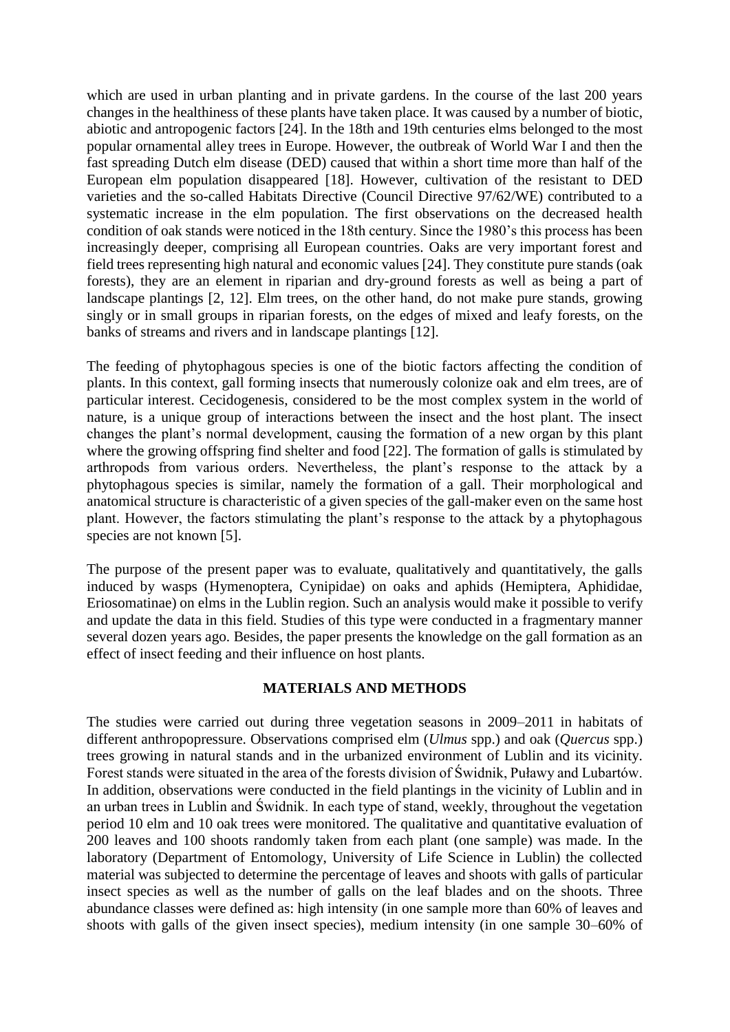which are used in urban planting and in private gardens. In the course of the last 200 years changes in the healthiness of these plants have taken place. It was caused by a number of biotic, abiotic and antropogenic factors [24]. In the 18th and 19th centuries elms belonged to the most popular ornamental alley trees in Europe. However, the outbreak of World War I and then the fast spreading Dutch elm disease (DED) caused that within a short time more than half of the European elm population disappeared [18]. However, cultivation of the resistant to DED varieties and the so-called Habitats Directive (Council Directive 97/62/WE) contributed to a systematic increase in the elm population. The first observations on the decreased health condition of oak stands were noticed in the 18th century. Since the 1980's this process has been increasingly deeper, comprising all European countries. Oaks are very important forest and field trees representing high natural and economic values [24]. They constitute pure stands (oak forests), they are an element in riparian and dry-ground forests as well as being a part of landscape plantings [2, 12]. Elm trees, on the other hand, do not make pure stands, growing singly or in small groups in riparian forests, on the edges of mixed and leafy forests, on the banks of streams and rivers and in landscape plantings [12].

The feeding of phytophagous species is one of the biotic factors affecting the condition of plants. In this context, gall forming insects that numerously colonize oak and elm trees, are of particular interest. Cecidogenesis, considered to be the most complex system in the world of nature, is a unique group of interactions between the insect and the host plant. The insect changes the plant's normal development, causing the formation of a new organ by this plant where the growing offspring find shelter and food [22]. The formation of galls is stimulated by arthropods from various orders. Nevertheless, the plant's response to the attack by a phytophagous species is similar, namely the formation of a gall. Their morphological and anatomical structure is characteristic of a given species of the gall-maker even on the same host plant. However, the factors stimulating the plant's response to the attack by a phytophagous species are not known [5].

The purpose of the present paper was to evaluate, qualitatively and quantitatively, the galls induced by wasps (Hymenoptera, Cynipidae) on oaks and aphids (Hemiptera, Aphididae, Eriosomatinae) on elms in the Lublin region. Such an analysis would make it possible to verify and update the data in this field. Studies of this type were conducted in a fragmentary manner several dozen years ago. Besides, the paper presents the knowledge on the gall formation as an effect of insect feeding and their influence on host plants.

## MATERIALS AND METHODS

The studies were carried out during three vegetation seasons in 2009–2011 in habitats of different antropopressure. Observations comprised elm (*Ulmus* spp.) and oak (*Quercus* spp.) trees growing in natural stands and in the urbanized environment of Lublin and its vicinity. Forest stands were situated in the area of the forests division of Świdnik, Puławy and Lubartów. In addition, observations were conducted in the field plantings in the vicinity of Lublin and in an urban trees in Lublin and Świdnik. In each type of stand, weekly, throughout the vegetation period 10 elm and 10 oak trees were monitored. The qualitative and quantitative evaluation of 200 leaves and 100 shoots randomly taken from each plant (one sample) was made. In the laboratory (Department of Entomology, University of Life Science in Lublin) the collected material was subjected to determine the percentage of leaves and shoots with galls of particular insect species as well as the number of galls on the leaf blades and on the shoots. Three abundance classes were defined as: high intensity (in one sample more than 60% of leaves and shoots with galls of the given insect species), medium intensity (in one sample 30–60% of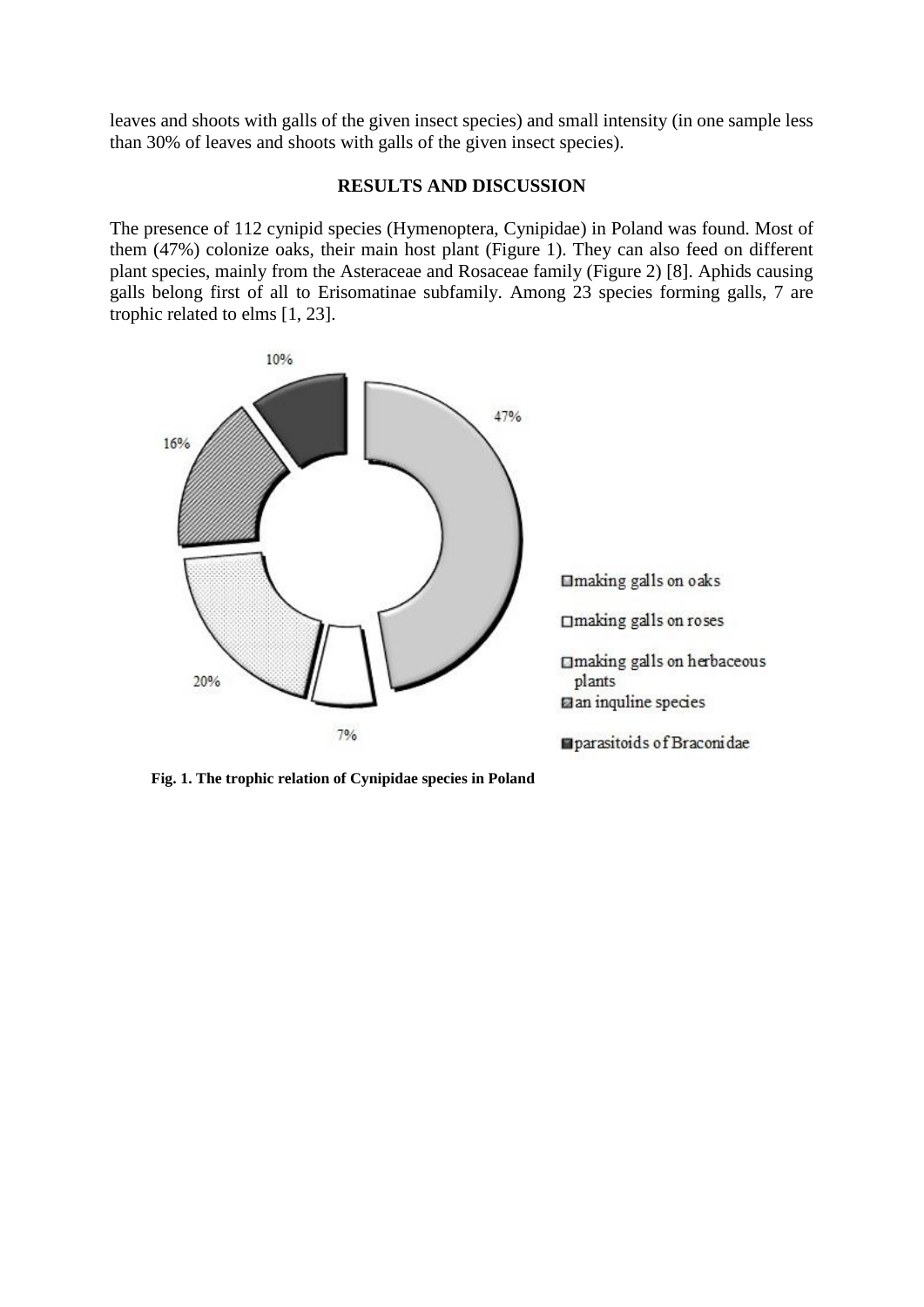leaves and shoots with galls of the given insect species) and small intensity (in one sample less than 30% of leaves and shoots with galls of the given insect species).

## RESULTS AND DISCUSSION

The presence of 112 cynipid species (Hymenoptera, Cynipidae) in Poland was found. Most of them (47%) colonize oaks, their main host plant (Figure 1). They can also feed on different plant species, mainly from the Asteraceae and Rosaceae family (Figure 2) [8]. Aphids causing galls belong first of all to Erisomatinae subfamily. Among 23 species forming galls, 7 are trophic related to elms [1, 23].

**Fig. 1. The trophic relation of Cynipidae species in Poland**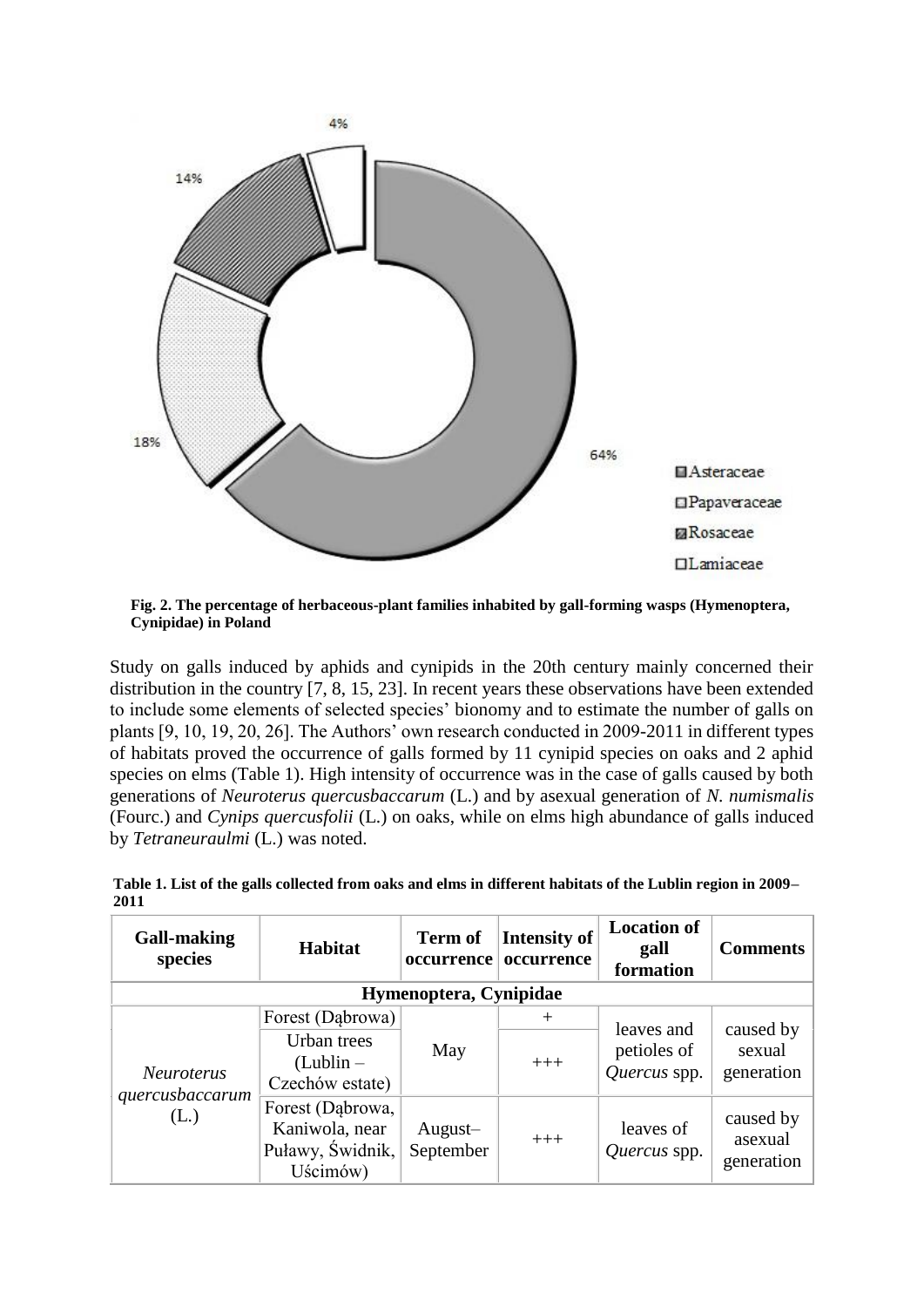**Fig. 2. The percentage of herbaceous-plant families inhabited by gall-forming wasps (Hymenoptera, Cynipidae) in Poland**

Study on galls induced by aphids and cynipids in the 20th century mainly concerned their distribution in the country [7, 8, 15, 23]. In recent years these observations have been extended to include some elements of selected species' bionomy and to estimate the number of galls on plants [9, 10, 19, 20, 26]. The Authors' own research conducted in 2009-2011 in different types of habitats proved the occurrence of galls formed by 11 cynipid species on oaks and 2 aphid species on elms (Table 1). High intensity of occurrence was in the case of galls caused by both generations of *Neuroterus quercusbaccarum* (L.) and by asexual generation of *N. numismalis* (Fourc.) and *Cynips quercusfolii* (L.) on oaks, while on elms high abundance of galls induced by *Tetraneuraulmi* (L.) was noted.

**Table 1. List of the galls collected from oaks and elms in different habitats of the Lublin region in 2009–2011**

| Gall-making species | Habitat | Term of occurrence | Intensity of occurrence | Location of gall formation | Comments |
|---|---|---|---|---|---|
| **Hymenoptera, Cynipidae** | | | | | |
| *Neuroterus quercusbaccarum* (L.) | Forest (Dąbrowa) | May | + | leaves and petioles of *Quercus* spp. | caused by sexual generation |
| | Urban trees (Lublin – Czechów estate) | | +++ | | |
| | Forest (Dąbrowa, Kaniwola, near Puławy, Świdnik, Uścimów) | August–September | +++ | leaves of *Quercus* spp. | caused by asexual generation |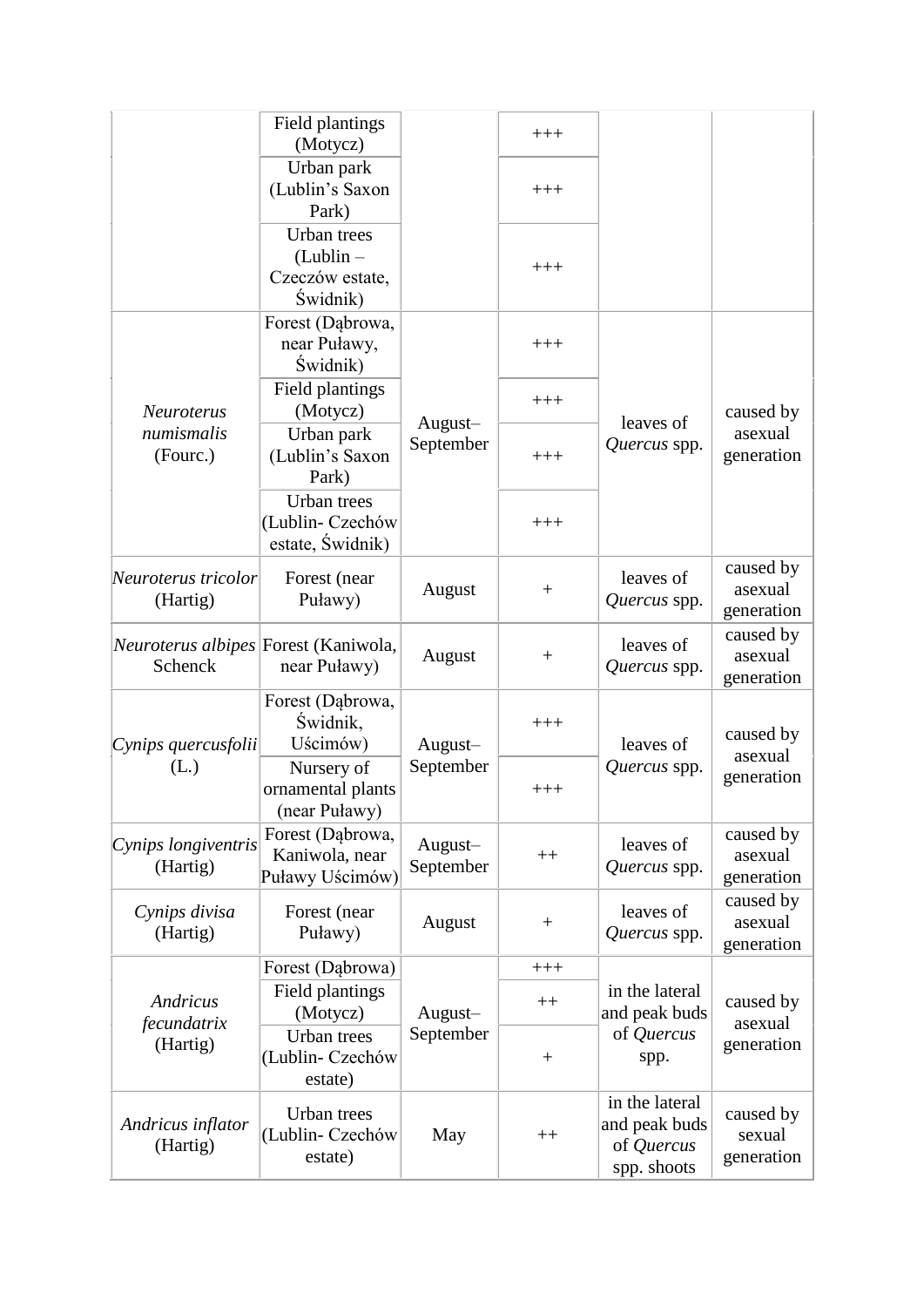| | | | | | |
|---|---|---|---|---|---|
| | Field plantings (Motycz) | | +++ | | |
| | Urban park (Lublin's Saxon Park) | | +++ | | |
| | Urban trees (Lublin – Czeczów estate, Świdnik) | | +++ | | |
| *Neuroterus numismalis* (Fourc.) | Forest (Dąbrowa, near Puławy, Świdnik) | August–September | +++ | leaves of *Quercus* spp. | caused by asexual generation |
| | Field plantings (Motycz) | | +++ | | |
| | Urban park (Lublin's Saxon Park) | | +++ | | |
| | Urban trees (Lublin- Czechów estate, Świdnik) | | +++ | | |
| *Neuroterus tricolor* (Hartig) | Forest (near Puławy) | August | + | leaves of *Quercus* spp. | caused by asexual generation |
| *Neuroterus albipes* Schenck | Forest (Kaniwola, near Puławy) | August | + | leaves of *Quercus* spp. | caused by asexual generation |
| *Cynips quercusfolii* (L.) | Forest (Dąbrowa, Świdnik, Uścimów) | August–September | +++ | leaves of *Quercus* spp. | caused by asexual generation |
| | Nursery of ornamental plants (near Puławy) | | +++ | | |
| *Cynips longiventris* (Hartig) | Forest (Dąbrowa, Kaniwola, near Puławy Uścimów) | August–September | ++ | leaves of *Quercus* spp. | caused by asexual generation |
| *Cynips divisa* (Hartig) | Forest (near Puławy) | August | + | leaves of *Quercus* spp. | caused by asexual generation |
| *Andricus fecundatrix* (Hartig) | Forest (Dąbrowa) | August–September | +++ | in the lateral and peak buds of *Quercus* spp. | caused by asexual generation |
| | Field plantings (Motycz) | | ++ | | |
| | Urban trees (Lublin- Czechów estate) | | + | | |
| *Andricus inflator* (Hartig) | Urban trees (Lublin- Czechów estate) | May | ++ | in the lateral and peak buds of *Quercus* spp. shoots | caused by sexual generation |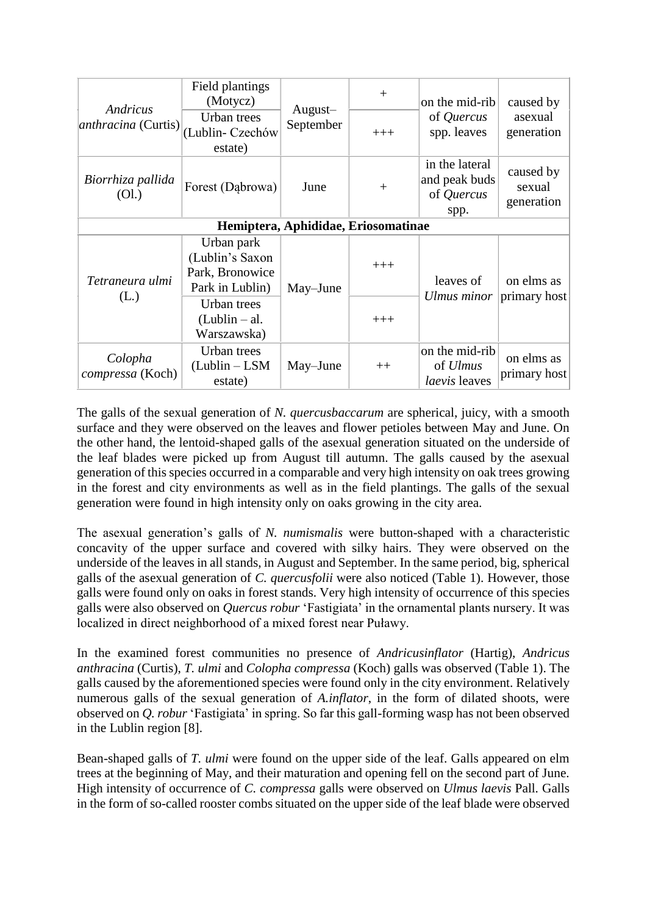| | | | | | |
|---|---|---|---|---|---|
| *Andricus anthracina* (Curtis) | Field plantings (Motycz) | August–September | + | on the mid-rib of *Quercus* spp. leaves | caused by asexual generation |
| | Urban trees (Lublin- Czechów estate) | | +++ | | |
| *Biorrhiza pallida* (Ol.) | Forest (Dąbrowa) | June | + | in the lateral and peak buds of *Quercus* spp. | caused by sexual generation |
| **Hemiptera, Aphididae, Eriosomatinae** | | | | | |
| *Tetraneura ulmi* (L.) | Urban park (Lublin's Saxon Park, Bronowice Park in Lublin) | May–June | +++ | leaves of *Ulmus minor* | on elms as primary host |
| | Urban trees (Lublin – al. Warszawska) | | +++ | | |
| *Colopha compressa* (Koch) | Urban trees (Lublin – LSM estate) | May–June | ++ | on the mid-rib of *Ulmus laevis* leaves | on elms as primary host |

The galls of the sexual generation of *N. quercusbaccarum* are spherical, juicy, with a smooth surface and they were observed on the leaves and flower petioles between May and June. On the other hand, the lentoid-shaped galls of the asexual generation situated on the underside of the leaf blades were picked up from August till autumn. The galls caused by the asexual generation of this species occurred in a comparable and very high intensity on oak trees growing in the forest and city environments as well as in the field plantings. The galls of the sexual generation were found in high intensity only on oaks growing in the city area.

The asexual generation's galls of *N. numismalis* were button-shaped with a characteristic concavity of the upper surface and covered with silky hairs. They were observed on the underside of the leaves in all stands, in August and September. In the same period, big, spherical galls of the asexual generation of *C. quercusfolii* were also noticed (Table 1). However, those galls were found only on oaks in forest stands. Very high intensity of occurrence of this species galls were also observed on *Quercus robur* 'Fastigiata' in the ornamental plants nursery. It was localized in direct neighborhood of a mixed forest near Puławy.

In the examined forest communities no presence of *Andricusinflator* (Hartig), *Andricus anthracina* (Curtis), *T. ulmi* and *Colopha compressa* (Koch) galls was observed (Table 1). The galls caused by the aforementioned species were found only in the city environment. Relatively numerous galls of the sexual generation of *A.inflator*, in the form of dilated shoots, were observed on *Q. robur* 'Fastigiata' in spring. So far this gall-forming wasp has not been observed in the Lublin region [8].

Bean-shaped galls of *T. ulmi* were found on the upper side of the leaf. Galls appeared on elm trees at the beginning of May, and their maturation and opening fell on the second part of June. High intensity of occurrence of *C. compressa* galls were observed on *Ulmus laevis* Pall. Galls in the form of so-called rooster combs situated on the upper side of the leaf blade were observed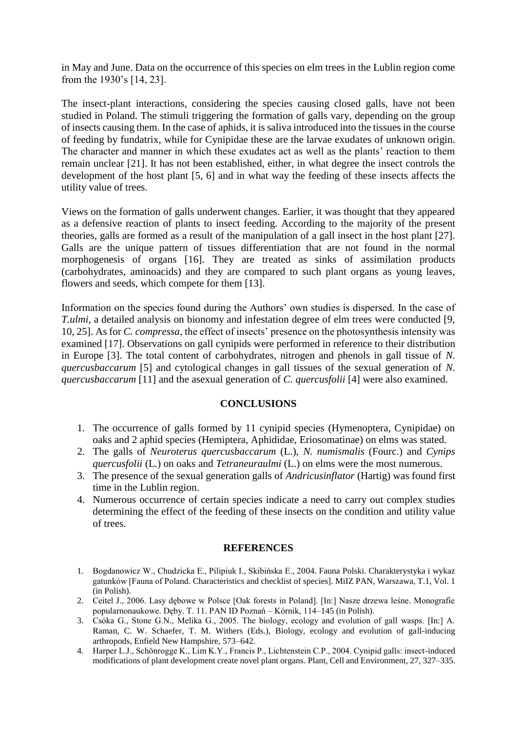in May and June. Data on the occurrence of this species on elm trees in the Lublin region come from the 1930's [14, 23].

The insect-plant interactions, considering the species causing closed galls, have not been studied in Poland. The stimuli triggering the formation of galls vary, depending on the group of insects causing them. In the case of aphids, it is saliva introduced into the tissues in the course of feeding by fundatrix, while for Cynipidae these are the larvae exudates of unknown origin. The character and manner in which these exudates act as well as the plants' reaction to them remain unclear [21]. It has not been established, either, in what degree the insect controls the development of the host plant [5, 6] and in what way the feeding of these insects affects the utility value of trees.

Views on the formation of galls underwent changes. Earlier, it was thought that they appeared as a defensive reaction of plants to insect feeding. According to the majority of the present theories, galls are formed as a result of the manipulation of a gall insect in the host plant [27]. Galls are the unique pattern of tissues differentiation that are not found in the normal morphogenesis of organs [16]. They are treated as sinks of assimilation products (carbohydrates, aminoacids) and they are compared to such plant organs as young leaves, flowers and seeds, which compete for them [13].

Information on the species found during the Authors' own studies is dispersed. In the case of *T.ulmi*, a detailed analysis on bionomy and infestation degree of elm trees were conducted [9, 10, 25]. As for *C. compressa*, the effect of insects' presence on the photosynthesis intensity was examined [17]. Observations on gall cynipids were performed in reference to their distribution in Europe [3]. The total content of carbohydrates, nitrogen and phenols in gall tissue of *N. quercusbaccarum* [5] and cytological changes in gall tissues of the sexual generation of *N. quercusbaccarum* [11] and the asexual generation of *C. quercusfolii* [4] were also examined.

## CONCLUSIONS

1. The occurrence of galls formed by 11 cynipid species (Hymenoptera, Cynipidae) on oaks and 2 aphid species (Hemiptera, Aphididae, Eriosomatinae) on elms was stated.
2. The galls of *Neuroterus quercusbaccarum* (L.), *N. numismalis* (Fourc.) and *Cynips quercusfolii* (L.) on oaks and *Tetraneuraulmi* (L.) on elms were the most numerous.
3. The presence of the sexual generation galls of *Andricusinflator* (Hartig) was found first time in the Lublin region.
4. Numerous occurrence of certain species indicate a need to carry out complex studies determining the effect of the feeding of these insects on the condition and utility value of trees.

## REFERENCES

1. Bogdanowicz W., Chudzicka E., Pilipiuk I., Skibińska E., 2004. Fauna Polski. Charakterystyka i wykaz gatunków [Fauna of Poland. Characteristics and checklist of species]. MiIZ PAN, Warszawa, T.1, Vol. 1 (in Polish).
2. Ceitel J., 2006. Lasy dębowe w Polsce [Oak forests in Poland]. [In:] Nasze drzewa leśne. Monografie popularnonaukowe. Dęby. T. 11. PAN ID Poznań – Kórnik, 114–145 (in Polish).
3. Csóka G., Stone G.N., Melika G., 2005. The biology, ecology and evolution of gall wasps. [In:] A. Raman, C. W. Schaefer, T. M. Withers (Eds.), Biology, ecology and evolution of gall-inducing arthropods, Enfield New Hampshire, 573–642.
4. Harper L.J., Schönrogge K., Lim K.Y., Francis P., Lichtenstein C.P., 2004. Cynipid galls: insect-induced modifications of plant development create novel plant organs. Plant, Cell and Environment, 27, 327–335.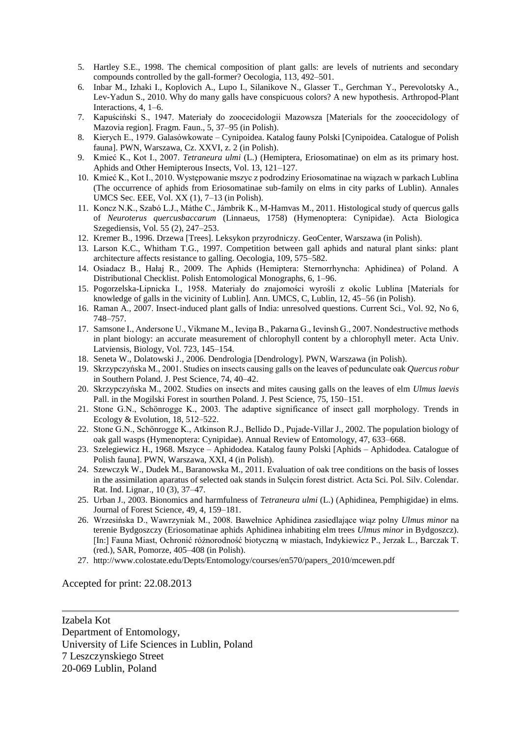5. Hartley S.E., 1998. The chemical composition of plant galls: are levels of nutrients and secondary compounds controlled by the gall-former? Oecologia, 113, 492–501.
6. Inbar M., Izhaki I., Koplovich A., Lupo I., Silanikove N., Glasser T., Gerchman Y., Perevolotsky A., Lev-Yadun S., 2010. Why do many galls have conspicuous colors? A new hypothesis. Arthropod-Plant Interactions, 4, 1–6.
7. Kapuściński S., 1947. Materiały do zoocecidologii Mazowsza [Materials for the zoocecidology of Mazovia region]. Fragm. Faun., 5, 37–95 (in Polish).
8. Kierych E., 1979. Galasówkowate – Cynipoidea. Katalog fauny Polski [Cynipoidea. Catalogue of Polish fauna]. PWN, Warszawa, Cz. XXVI, z. 2 (in Polish).
9. Kmieć K., Kot I., 2007. *Tetraneura ulmi* (L.) (Hemiptera, Eriosomatinae) on elm as its primary host. Aphids and Other Hemipterous Insects, Vol. 13, 121–127.
10. Kmieć K., Kot I., 2010. Występowanie mszyc z podrodziny Eriosomatinae na wiązach w parkach Lublina (The occurrence of aphids from Eriosomatinae sub-family on elms in city parks of Lublin). Annales UMCS Sec. EEE, Vol. XX (1), 7–13 (in Polish).
11. Koncz N.K., Szabó L.J., Máthe C., Jámbrik K., M-Hamvas M., 2011. Histological study of quercus galls of *Neuroterus quercusbaccarum* (Linnaeus, 1758) (Hymenoptera: Cynipidae). Acta Biologica Szegediensis, Vol. 55 (2), 247–253.
12. Kremer B., 1996. Drzewa [Trees]. Leksykon przyrodniczy. GeoCenter, Warszawa (in Polish).
13. Larson K.C., Whitham T.G., 1997. Competition between gall aphids and natural plant sinks: plant architecture affects resistance to galling. Oecologia, 109, 575–582.
14. Osiadacz B., Hałaj R., 2009. The Aphids (Hemiptera: Sternorrhyncha: Aphidinea) of Poland. A Distributional Checklist. Polish Entomological Monographs, 6, 1–96.
15. Pogorzelska-Lipnicka I., 1958. Materiały do znajomości wyrośli z okolic Lublina [Materials for knowledge of galls in the vicinity of Lublin]. Ann. UMCS, C, Lublin, 12, 45–56 (in Polish).
16. Raman A., 2007. Insect-induced plant galls of India: unresolved questions. Current Sci., Vol. 92, No 6, 748–757.
17. Samsone I., Andersone U., Vikmane M., Ieviņa B., Pakarna G., Ievinsh G., 2007. Nondestructive methods in plant biology: an accurate measurement of chlorophyll content by a chlorophyll meter. Acta Univ. Latviensis, Biology, Vol. 723, 145–154.
18. Seneta W., Dolatowski J., 2006. Dendrologia [Dendrology]. PWN, Warszawa (in Polish).
19. Skrzypczyńska M., 2001. Studies on insects causing galls on the leaves of pedunculate oak *Quercus robur* in Southern Poland. J. Pest Science, 74, 40–42.
20. Skrzypczyńska M., 2002. Studies on insects and mites causing galls on the leaves of elm *Ulmus laevis* Pall. in the Mogilski Forest in sourthen Poland. J. Pest Science, 75, 150–151.
21. Stone G.N., Schönrogge K., 2003. The adaptive significance of insect gall morphology. Trends in Ecology & Evolution, 18, 512–522.
22. Stone G.N., Schönrogge K., Atkinson R.J., Bellido D., Pujade-Villar J., 2002. The population biology of oak gall wasps (Hymenoptera: Cynipidae). Annual Review of Entomology, 47, 633–668.
23. Szelegiewicz H., 1968. Mszyce – Aphidodea. Katalog fauny Polski [Aphids – Aphidodea. Catalogue of Polish fauna]. PWN, Warszawa, XXI, 4 (in Polish).
24. Szewczyk W., Dudek M., Baranowska M., 2011. Evaluation of oak tree conditions on the basis of losses in the assimilation apparatus of selected oak stands in Sulęcin forest district. Acta Sci. Pol. Silv. Colendar. Rat. Ind. Lignar., 10 (3), 37–47.
25. Urban J., 2003. Bionomics and harmfulness of *Tetraneura ulmi* (L.) (Aphidinea, Pemphigidae) in elms. Journal of Forest Science, 49, 4, 159–181.
26. Wrzesińska D., Wawrzyniak M., 2008. Bawełnice Aphidinea zasiedlające wiąz polny *Ulmus minor* na terenie Bydgoszczy (Eriosomatinae aphids Aphidinea inhabiting elm trees *Ulmus minor* in Bydgoszcz). [In:] Fauna Miast, Ochronić różnorodność biotyczną w miastach, Indykiewicz P., Jerzak L., Barczak T. (red.), SAR, Pomorze, 405–408 (in Polish).
27. http://www.colostate.edu/Depts/Entomology/courses/en570/papers_2010/mcewen.pdf

Accepted for print: 22.08.2013

---

Izabela Kot
Department of Entomology,
University of Life Sciences in Lublin, Poland
7 Leszczynskiego Street
20-069 Lublin, Poland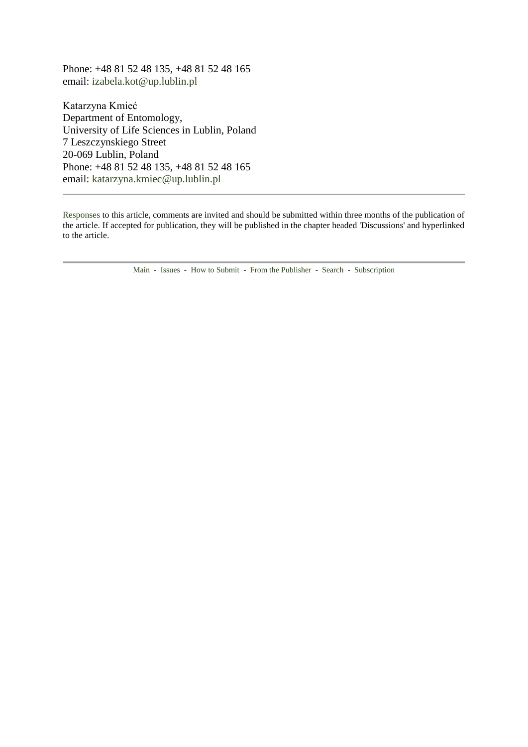Phone: +48 81 52 48 135, +48 81 52 48 165
email: izabela.kot@up.lublin.pl

Katarzyna Kmieć
Department of Entomology,
University of Life Sciences in Lublin, Poland
7 Leszczynskiego Street
20-069 Lublin, Poland
Phone: +48 81 52 48 135, +48 81 52 48 165
email: katarzyna.kmiec@up.lublin.pl

---

Responses to this article, comments are invited and should be submitted within three months of the publication of the article. If accepted for publication, they will be published in the chapter headed 'Discussions' and hyperlinked to the article.

---

Main - Issues - How to Submit - From the Publisher - Search - Subscription